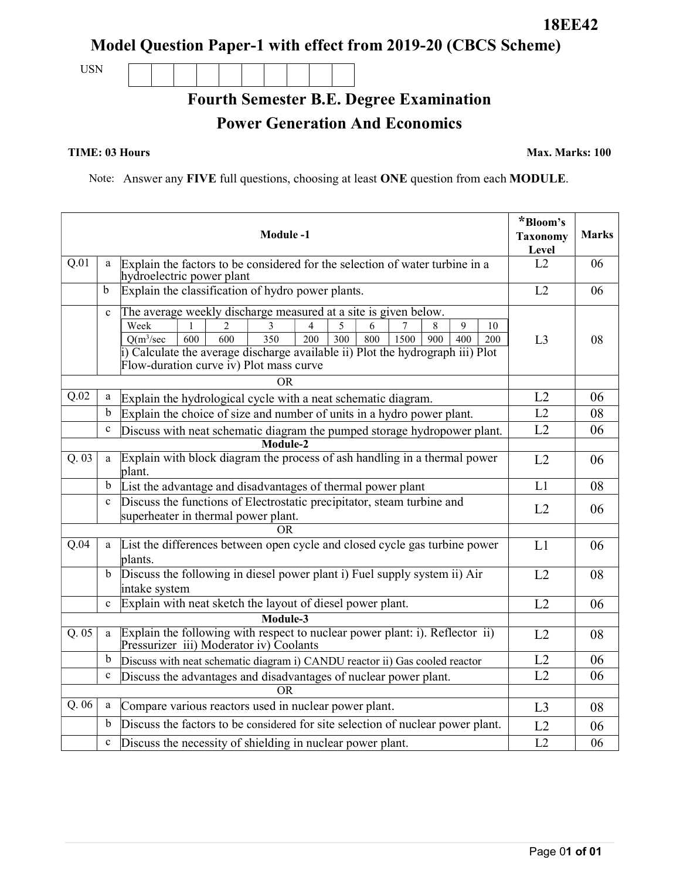**18EE42**

# Model Question Paper-1 with effect from 2019-20 (CBCS Scheme)

USN | | | | | | | | | |

## Fourth Semester B.E. Degree Examination

## Power Generation And Economics

**TIME: 03 Hours** **Max. Marks: 100**

Note: Answer any **FIVE** full questions, choosing at least **ONE** question from each **MODULE**.

| | | **Module -1** | ***Bloom's Taxonomy Level** | **Marks** |
|---|---|---|---|---|
| Q.01 | a | Explain the factors to be considered for the selection of water turbine in a hydroelectric power plant | L2 | 06 |
| | b | Explain the classification of hydro power plants. | L2 | 06 |
| | c | The average weekly discharge measured at a site is given below.<br>Week: 1, 2, 3, 4, 5, 6, 7, 8, 9, 10<br>Q($m^3$/sec): 600, 600, 350, 200, 300, 800, 1500, 900, 400, 200<br>i) Calculate the average discharge available ii) Plot the hydrograph iii) Plot Flow-duration curve iv) Plot mass curve | L3 | 08 |
| | | OR | | |
| Q.02 | a | Explain the hydrological cycle with a neat schematic diagram. | L2 | 06 |
| | b | Explain the choice of size and number of units in a hydro power plant. | L2 | 08 |
| | c | Discuss with neat schematic diagram the pumped storage hydropower plant. | L2 | 06 |
| | | **Module-2** | | |
| Q. 03 | a | Explain with block diagram the process of ash handling in a thermal power plant. | L2 | 06 |
| | b | List the advantage and disadvantages of thermal power plant | L1 | 08 |
| | c | Discuss the functions of Electrostatic precipitator, steam turbine and superheater in thermal power plant. | L2 | 06 |
| | | OR | | |
| Q.04 | a | List the differences between open cycle and closed cycle gas turbine power plants. | L1 | 06 |
| | b | Discuss the following in diesel power plant i) Fuel supply system ii) Air intake system | L2 | 08 |
| | c | Explain with neat sketch the layout of diesel power plant. | L2 | 06 |
| | | **Module-3** | | |
| Q. 05 | a | Explain the following with respect to nuclear power plant: i). Reflector ii) Pressurizer iii) Moderator iv) Coolants | L2 | 08 |
| | b | Discuss with neat schematic diagram i) CANDU reactor ii) Gas cooled reactor | L2 | 06 |
| | c | Discuss the advantages and disadvantages of nuclear power plant. | L2 | 06 |
| | | OR | | |
| Q. 06 | a | Compare various reactors used in nuclear power plant. | L3 | 08 |
| | b | Discuss the factors to be considered for site selection of nuclear power plant. | L2 | 06 |
| | c | Discuss the necessity of shielding in nuclear power plant. | L2 | 06 |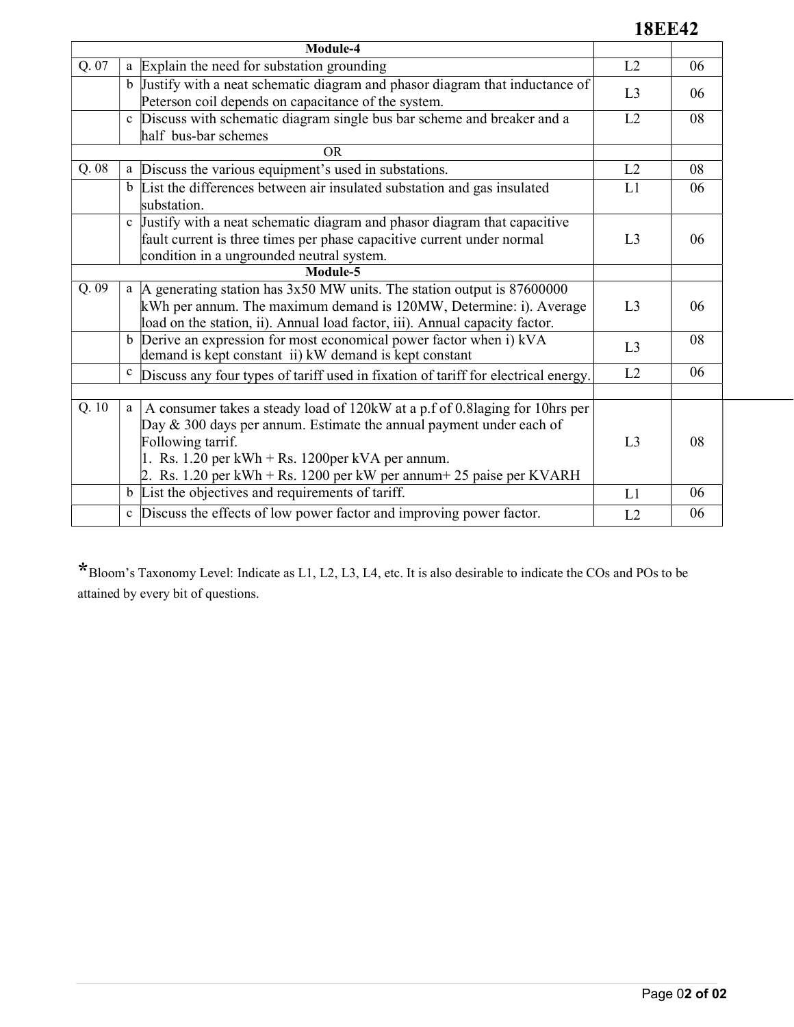**18EE42**

| | | | | |
|---|---|---|---|---|
| | | **Module-4** | | |
| Q. 07 | a | Explain the need for substation grounding | L2 | 06 |
| | b | Justify with a neat schematic diagram and phasor diagram that inductance of Peterson coil depends on capacitance of the system. | L3 | 06 |
| | c | Discuss with schematic diagram single bus bar scheme and breaker and a half bus-bar schemes | L2 | 08 |
| | | OR | | |
| Q. 08 | a | Discuss the various equipment's used in substations. | L2 | 08 |
| | b | List the differences between air insulated substation and gas insulated substation. | L1 | 06 |
| | c | Justify with a neat schematic diagram and phasor diagram that capacitive fault current is three times per phase capacitive current under normal condition in a ungrounded neutral system. | L3 | 06 |
| | | **Module-5** | | |
| Q. 09 | a | A generating station has 3x50 MW units. The station output is 87600000 kWh per annum. The maximum demand is 120MW, Determine: i). Average load on the station, ii). Annual load factor, iii). Annual capacity factor. | L3 | 06 |
| | b | Derive an expression for most economical power factor when i) kVA demand is kept constant ii) kW demand is kept constant | L3 | 08 |
| | c | Discuss any four types of tariff used in fixation of tariff for electrical energy. | L2 | 06 |
| | | | | |
| Q. 10 | a | A consumer takes a steady load of 120kW at a p.f of 0.8laging for 10hrs per Day & 300 days per annum. Estimate the annual payment under each of Following tarrif.<br>1. Rs. 1.20 per kWh + Rs. 1200per kVA per annum.<br>2. Rs. 1.20 per kWh + Rs. 1200 per kW per annum+ 25 paise per KVARH | L3 | 08 |
| | b | List the objectives and requirements of tariff. | L1 | 06 |
| | c | Discuss the effects of low power factor and improving power factor. | L2 | 06 |

*Bloom's Taxonomy Level: Indicate as L1, L2, L3, L4, etc. It is also desirable to indicate the COs and POs to be attained by every bit of questions.